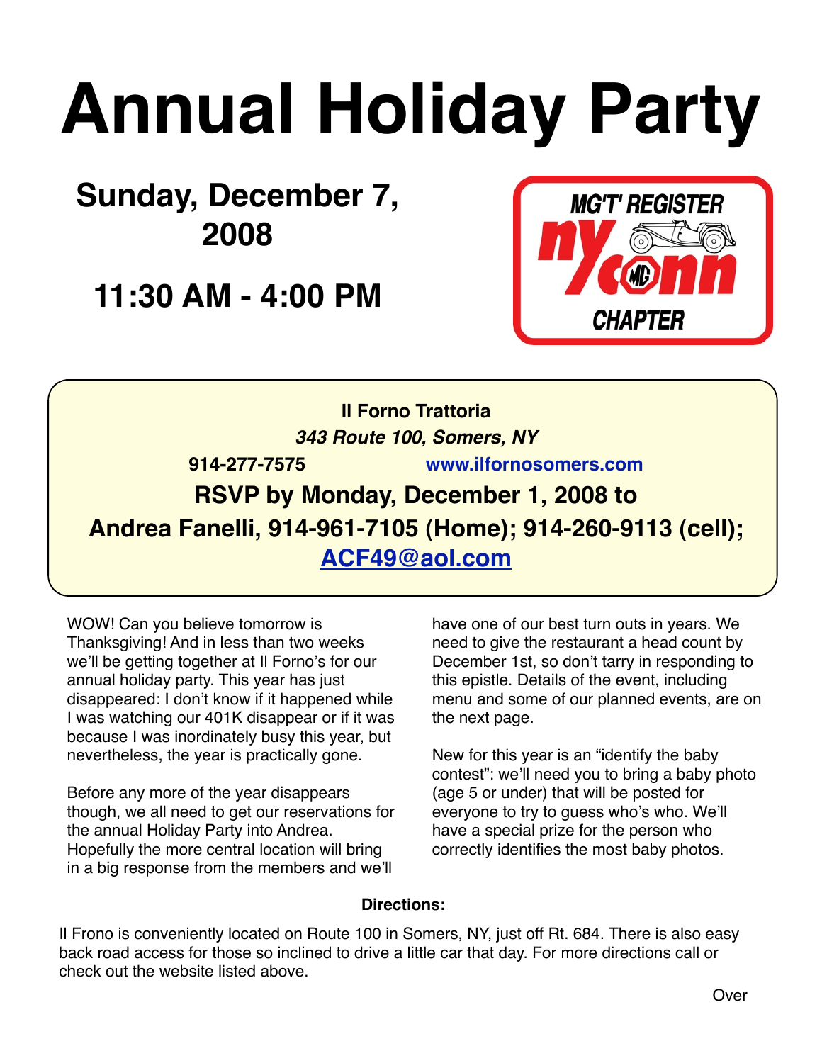# Annual Holiday Party

## Sunday, December 7, 2008

## 11:30 AM - 4:00 PM

MG'T' REGISTER ny conn CHAPTER

**Il Forno Trattoria**

***343 Route 100, Somers, NY***

**914-277-7575** **www.ilfornosomers.com**

**RSVP by Monday, December 1, 2008 to**

**Andrea Fanelli, 914-961-7105 (Home); 914-260-9113 (cell); ACF49@aol.com**

WOW! Can you believe tomorrow is Thanksgiving! And in less than two weeks we'll be getting together at Il Forno's for our annual holiday party. This year has just disappeared: I don't know if it happened while I was watching our 401K disappear or if it was because I was inordinately busy this year, but nevertheless, the year is practically gone.

Before any more of the year disappears though, we all need to get our reservations for the annual Holiday Party into Andrea. Hopefully the more central location will bring in a big response from the members and we'll have one of our best turn outs in years. We need to give the restaurant a head count by December 1st, so don't tarry in responding to this epistle. Details of the event, including menu and some of our planned events, are on the next page.

New for this year is an "identify the baby contest": we'll need you to bring a baby photo (age 5 or under) that will be posted for everyone to try to guess who's who. We'll have a special prize for the person who correctly identifies the most baby photos.

**Directions:**

Il Frono is conveniently located on Route 100 in Somers, NY, just off Rt. 684. There is also easy back road access for those so inclined to drive a little car that day. For more directions call or check out the website listed above.

Over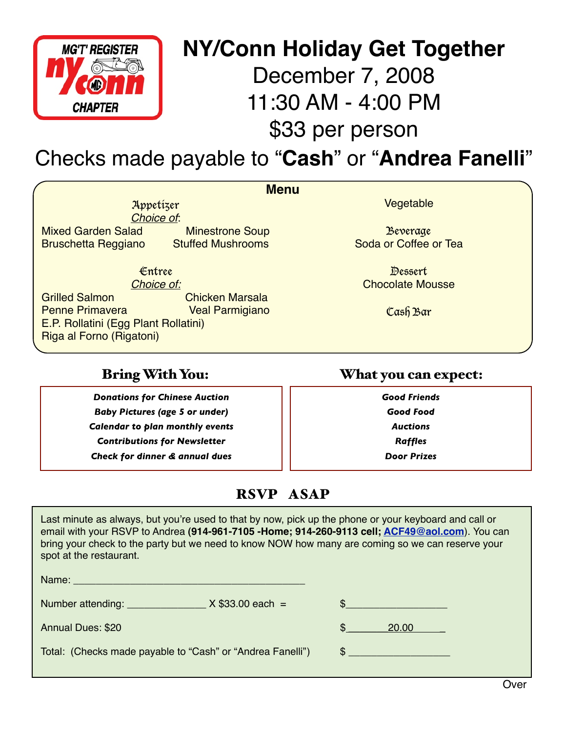# NY/Conn Holiday Get Together

December 7, 2008

11:30 AM - 4:00 PM

$33 per person

Checks made payable to "**Cash**" or "**Andrea Fanelli**"

## Menu

**Appetizer**

*Choice of*:

Mixed Garden Salad
Minestrone Soup
Bruschetta Reggiano
Stuffed Mushrooms

**Entree**

*Choice of:*

Grilled Salmon
Chicken Marsala
Penne Primavera
Veal Parmigiano
E.P. Rollatini (Egg Plant Rollatini)
Riga al Forno (Rigatoni)

Vegetable

**Beverage**

Soda or Coffee or Tea

**Dessert**

Chocolate Mousse

**Cash Bar**

## Bring With You:

***Donations for Chinese Auction***
***Baby Pictures (age 5 or under)***
***Calendar to plan monthly events***
***Contributions for Newsletter***
***Check for dinner & annual dues***

## What you can expect:

***Good Friends***
***Good Food***
***Auctions***
***Raffles***
***Door Prizes***

## RSVP ASAP

Last minute as always, but you're used to that by now, pick up the phone or your keyboard and call or email with your RSVP to Andrea (**914-961-7105 -Home; 914-260-9113 cell; ACF49@aol.com**). You can bring your check to the party but we need to know NOW how many are coming so we can reserve your spot at the restaurant.

Name: ________________________________________

Number attending: ______________ X $33.00 each = $__________________

Annual Dues: $20 $_______20.00______

Total: (Checks made payable to "Cash" or "Andrea Fanelli") $ __________________

Over